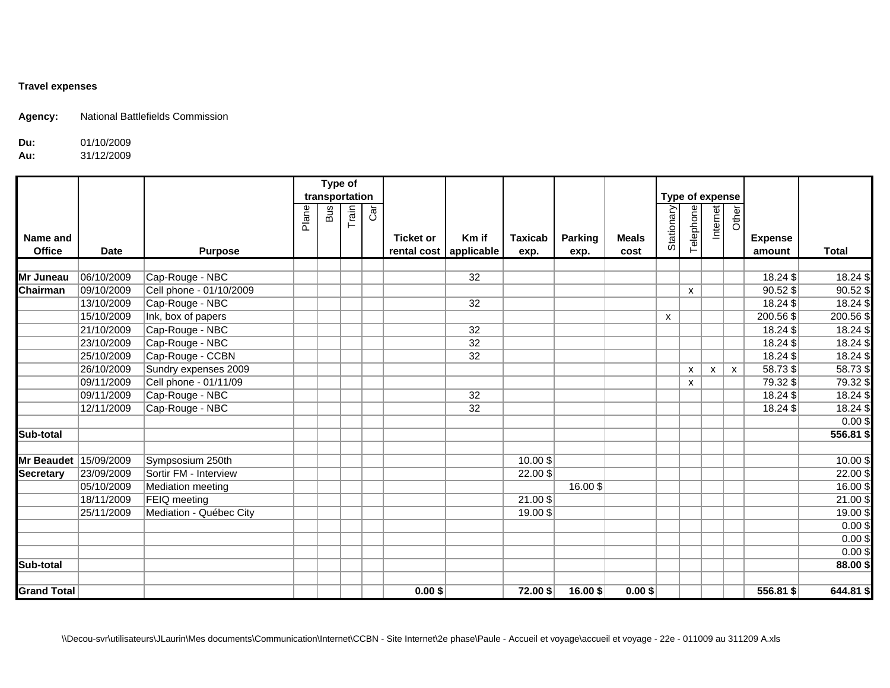**Travel expenses**

**Agency:** National Battlefields Commission

**Du:** 01/10/2009
**Au:** 31/12/2009

| Name and Office | Date | Purpose | Type of transportation | | | | Ticket or rental cost | Km if applicable | Taxicab exp. | Parking exp. | Meals cost | Type of expense | | | | Expense amount | Total |
|---|---|---|---|---|---|---|---|---|---|---|---|---|---|---|---|---|---|
| | | | Plane | Bus | Train | Car | | | | | | Stationary | Telephone | Internet | Other | | |
| **Mr Juneau** | 06/10/2009 | Cap-Rouge - NBC | | | | | | 32 | | | | | | | | 18.24 $ | 18.24 $ |
| **Chairman** | 09/10/2009 | Cell phone - 01/10/2009 | | | | | | | | | | | x | | | 90.52 $ | 90.52 $ |
| | 13/10/2009 | Cap-Rouge - NBC | | | | | | 32 | | | | | | | | 18.24 $ | 18.24 $ |
| | 15/10/2009 | Ink, box of papers | | | | | | | | | | x | | | | 200.56 $ | 200.56 $ |
| | 21/10/2009 | Cap-Rouge - NBC | | | | | | 32 | | | | | | | | 18.24 $ | 18.24 $ |
| | 23/10/2009 | Cap-Rouge - NBC | | | | | | 32 | | | | | | | | 18.24 $ | 18.24 $ |
| | 25/10/2009 | Cap-Rouge - CCBN | | | | | | 32 | | | | | | | | 18.24 $ | 18.24 $ |
| | 26/10/2009 | Sundry expenses 2009 | | | | | | | | | | | x | x | x | 58.73 $ | 58.73 $ |
| | 09/11/2009 | Cell phone - 01/11/09 | | | | | | | | | | | x | | | 79.32 $ | 79.32 $ |
| | 09/11/2009 | Cap-Rouge - NBC | | | | | | 32 | | | | | | | | 18.24 $ | 18.24 $ |
| | 12/11/2009 | Cap-Rouge - NBC | | | | | | 32 | | | | | | | | 18.24 $ | 18.24 $ |
| | | | | | | | | | | | | | | | | | 0.00 $ |
| **Sub-total** | | | | | | | | | | | | | | | | | **556.81 $** |
| | | | | | | | | | | | | | | | | | |
| **Mr Beaudet** | 15/09/2009 | Sympsosium 250th | | | | | | | 10.00 $ | | | | | | | | 10.00 $ |
| **Secretary** | 23/09/2009 | Sortir FM - Interview | | | | | | | 22.00 $ | | | | | | | | 22.00 $ |
| | 05/10/2009 | Mediation meeting | | | | | | | | 16.00 $ | | | | | | | 16.00 $ |
| | 18/11/2009 | FEIQ meeting | | | | | | | 21.00 $ | | | | | | | | 21.00 $ |
| | 25/11/2009 | Mediation - Québec City | | | | | | | 19.00 $ | | | | | | | | 19.00 $ |
| | | | | | | | | | | | | | | | | | 0.00 $ |
| | | | | | | | | | | | | | | | | | 0.00 $ |
| | | | | | | | | | | | | | | | | | 0.00 $ |
| **Sub-total** | | | | | | | | | | | | | | | | | **88.00 $** |
| | | | | | | | | | | | | | | | | | |
| **Grand Total** | | | | | | | **0.00 $** | | **72.00 $** | **16.00 $** | **0.00 $** | | | | | **556.81 $** | **644.81 $** |

\\Decou-svr\utilisateurs\JLaurin\Mes documents\Communication\Internet\CCBN - Site Internet\2e phase\Paule - Accueil et voyage\accueil et voyage - 22e - 011009 au 311209 A.xls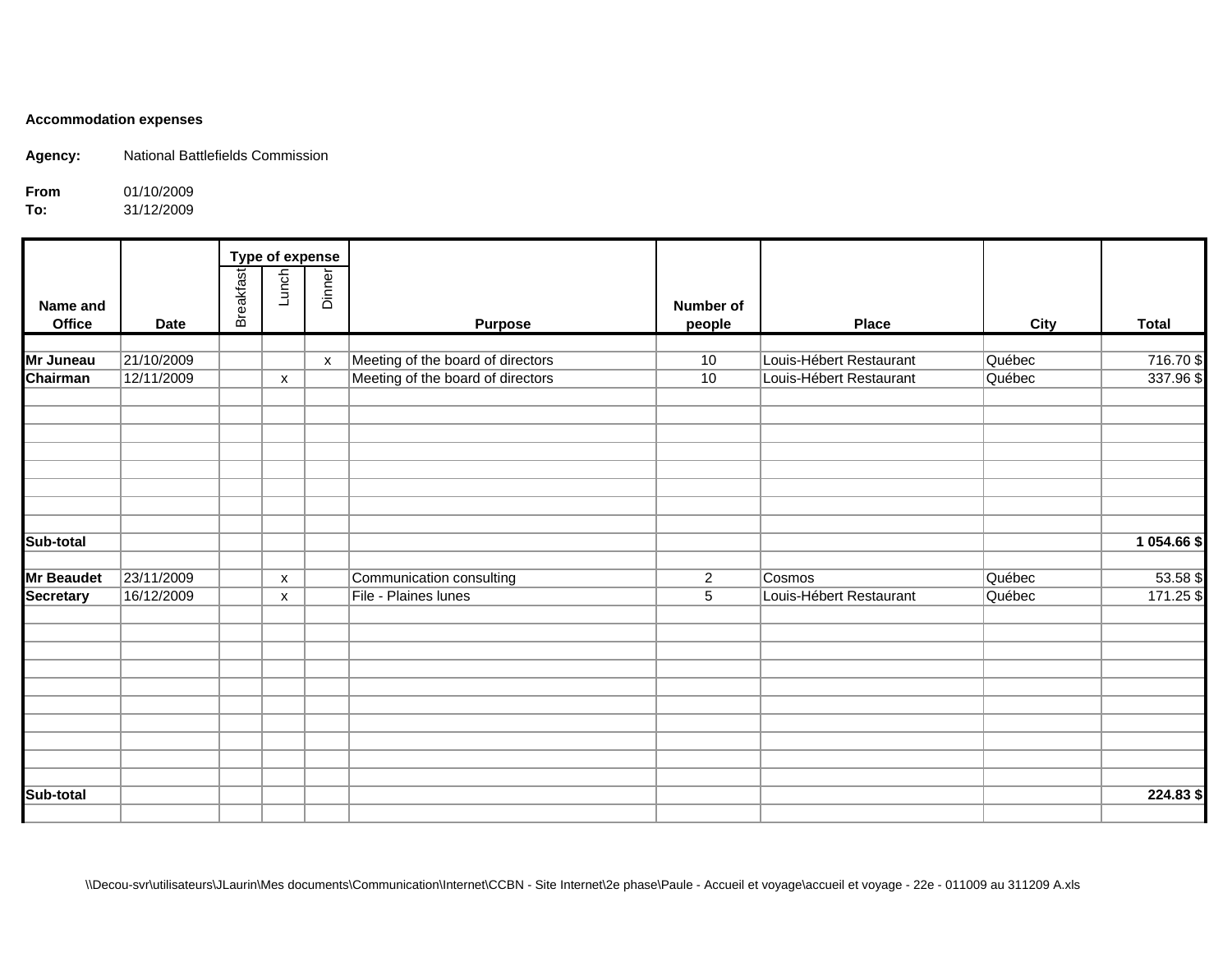**Accommodation expenses**

**Agency:** National Battlefields Commission

**From** 01/10/2009
**To:** 31/12/2009

| Name and Office | Date | Type of expense | | | Purpose | Number of people | Place | City | Total |
|---|---|---|---|---|---|---|---|---|---|
| | | Breakfast | Lunch | Dinner | | | | | |
| **Mr Juneau** | 21/10/2009 | | | x | Meeting of the board of directors | 10 | Louis-Hébert Restaurant | Québec | 716.70 $ |
| **Chairman** | 12/11/2009 | | x | | Meeting of the board of directors | 10 | Louis-Hébert Restaurant | Québec | 337.96 $ |
| **Sub-total** | | | | | | | | | **1 054.66 $** |
| **Mr Beaudet** | 23/11/2009 | | x | | Communication consulting | 2 | Cosmos | Québec | 53.58 $ |
| **Secretary** | 16/12/2009 | | x | | File - Plaines lunes | 5 | Louis-Hébert Restaurant | Québec | 171.25 $ |
| **Sub-total** | | | | | | | | | **224.83 $** |

\\Decou-svr\utilisateurs\JLaurin\Mes documents\Communication\Internet\CCBN - Site Internet\2e phase\Paule - Accueil et voyage\accueil et voyage - 22e - 011009 au 311209 A.xls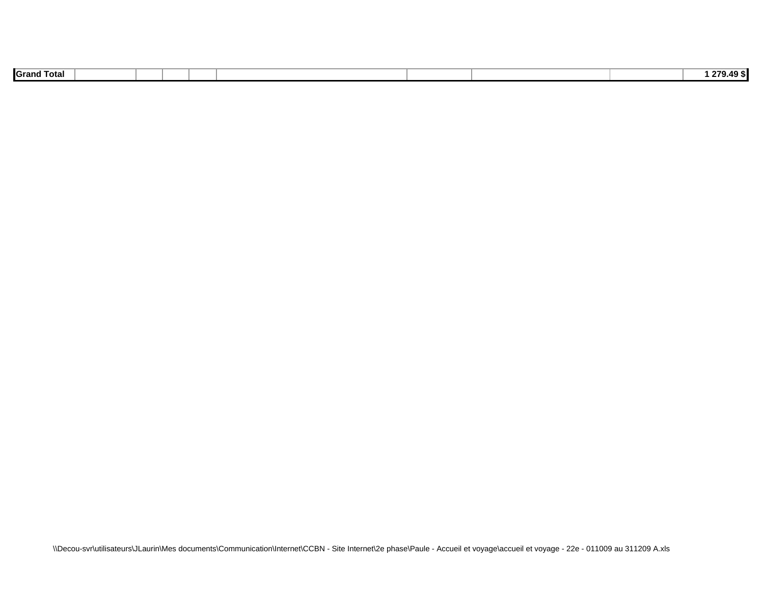| | | | | | | | | | |
|---|---|---|---|---|---|---|---|---|---|
| **Grand Total** | | | | | | | | | **1 279.49 $** |